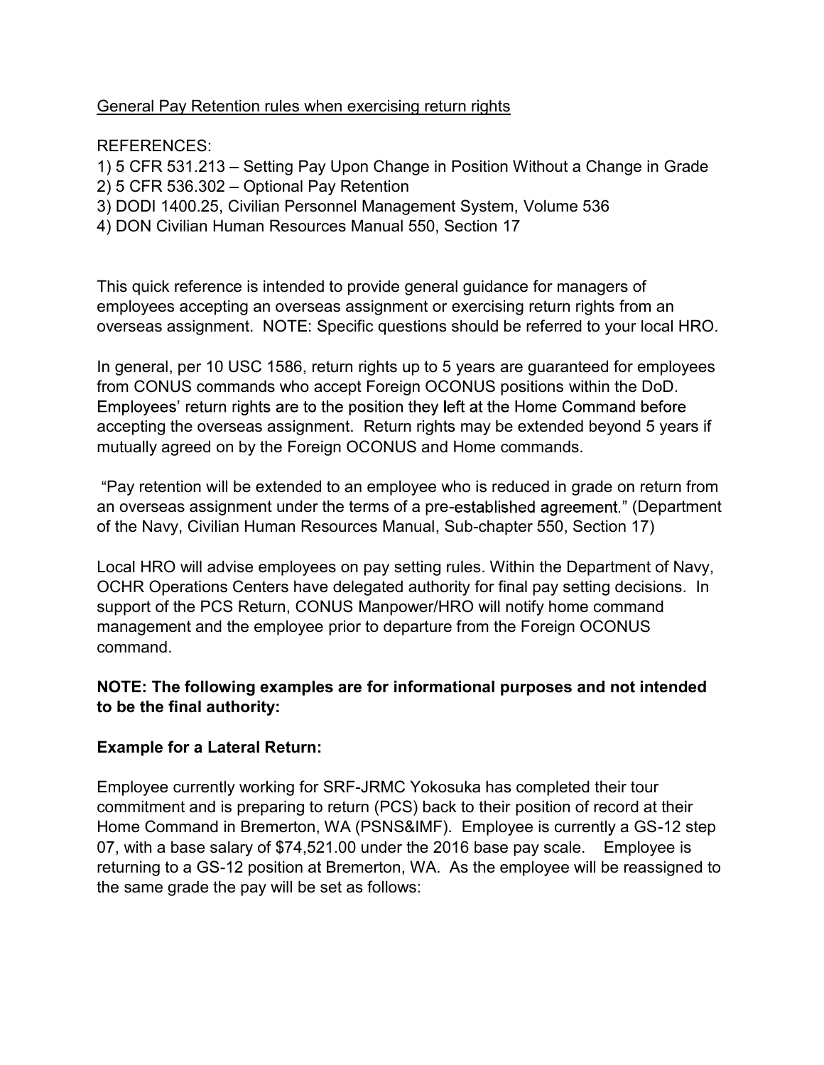<u>General Pay Retention rules when exercising return rights</u>

REFERENCES:

1) 5 CFR 531.213 – Setting Pay Upon Change in Position Without a Change in Grade
2) 5 CFR 536.302 – Optional Pay Retention
3) DODI 1400.25, Civilian Personnel Management System, Volume 536
4) DON Civilian Human Resources Manual 550, Section 17

This quick reference is intended to provide general guidance for managers of employees accepting an overseas assignment or exercising return rights from an overseas assignment. NOTE: Specific questions should be referred to your local HRO.

In general, per 10 USC 1586, return rights up to 5 years are guaranteed for employees from CONUS commands who accept Foreign OCONUS positions within the DoD. Employees' return rights are to the position they left at the Home Command before accepting the overseas assignment. Return rights may be extended beyond 5 years if mutually agreed on by the Foreign OCONUS and Home commands.

"Pay retention will be extended to an employee who is reduced in grade on return from an overseas assignment under the terms of a pre-established agreement." (Department of the Navy, Civilian Human Resources Manual, Sub-chapter 550, Section 17)

Local HRO will advise employees on pay setting rules. Within the Department of Navy, OCHR Operations Centers have delegated authority for final pay setting decisions. In support of the PCS Return, CONUS Manpower/HRO will notify home command management and the employee prior to departure from the Foreign OCONUS command.

**NOTE: The following examples are for informational purposes and not intended to be the final authority:**

**Example for a Lateral Return:**

Employee currently working for SRF-JRMC Yokosuka has completed their tour commitment and is preparing to return (PCS) back to their position of record at their Home Command in Bremerton, WA (PSNS&IMF). Employee is currently a GS-12 step 07, with a base salary of $74,521.00 under the 2016 base pay scale. Employee is returning to a GS-12 position at Bremerton, WA. As the employee will be reassigned to the same grade the pay will be set as follows: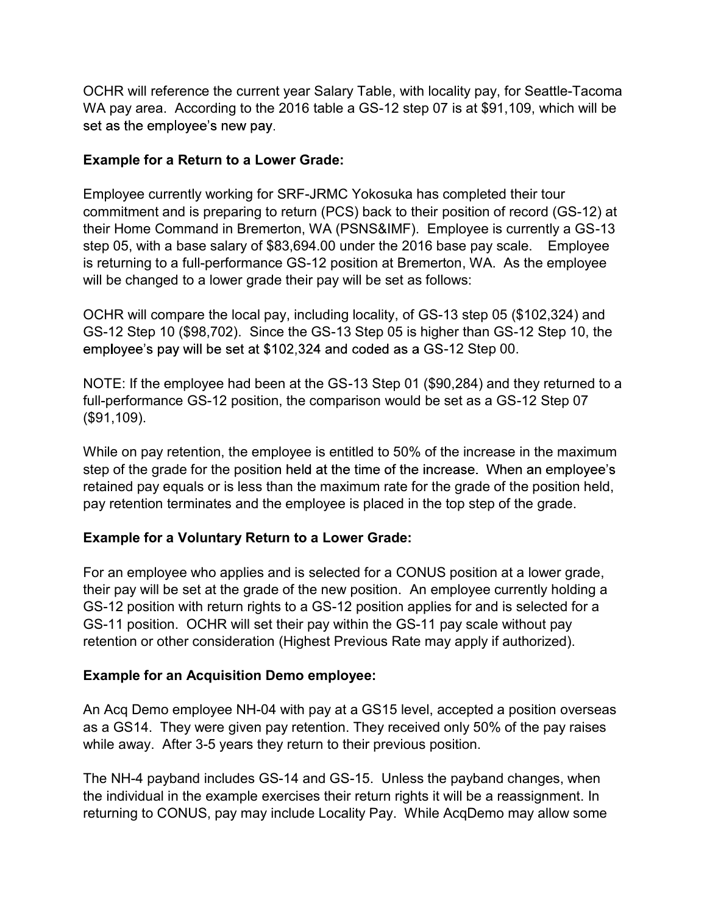OCHR will reference the current year Salary Table, with locality pay, for Seattle-Tacoma WA pay area. According to the 2016 table a GS-12 step 07 is at $91,109, which will be set as the employee's new pay.

**Example for a Return to a Lower Grade:**

Employee currently working for SRF-JRMC Yokosuka has completed their tour commitment and is preparing to return (PCS) back to their position of record (GS-12) at their Home Command in Bremerton, WA (PSNS&IMF). Employee is currently a GS-13 step 05, with a base salary of $83,694.00 under the 2016 base pay scale. Employee is returning to a full-performance GS-12 position at Bremerton, WA. As the employee will be changed to a lower grade their pay will be set as follows:

OCHR will compare the local pay, including locality, of GS-13 step 05 ($102,324) and GS-12 Step 10 ($98,702). Since the GS-13 Step 05 is higher than GS-12 Step 10, the employee's pay will be set at $102,324 and coded as a GS-12 Step 00.

NOTE: If the employee had been at the GS-13 Step 01 ($90,284) and they returned to a full-performance GS-12 position, the comparison would be set as a GS-12 Step 07 ($91,109).

While on pay retention, the employee is entitled to 50% of the increase in the maximum step of the grade for the position held at the time of the increase. When an employee's retained pay equals or is less than the maximum rate for the grade of the position held, pay retention terminates and the employee is placed in the top step of the grade.

**Example for a Voluntary Return to a Lower Grade:**

For an employee who applies and is selected for a CONUS position at a lower grade, their pay will be set at the grade of the new position. An employee currently holding a GS-12 position with return rights to a GS-12 position applies for and is selected for a GS-11 position. OCHR will set their pay within the GS-11 pay scale without pay retention or other consideration (Highest Previous Rate may apply if authorized).

**Example for an Acquisition Demo employee:**

An Acq Demo employee NH-04 with pay at a GS15 level, accepted a position overseas as a GS14. They were given pay retention. They received only 50% of the pay raises while away. After 3-5 years they return to their previous position.

The NH-4 payband includes GS-14 and GS-15. Unless the payband changes, when the individual in the example exercises their return rights it will be a reassignment. In returning to CONUS, pay may include Locality Pay. While AcqDemo may allow some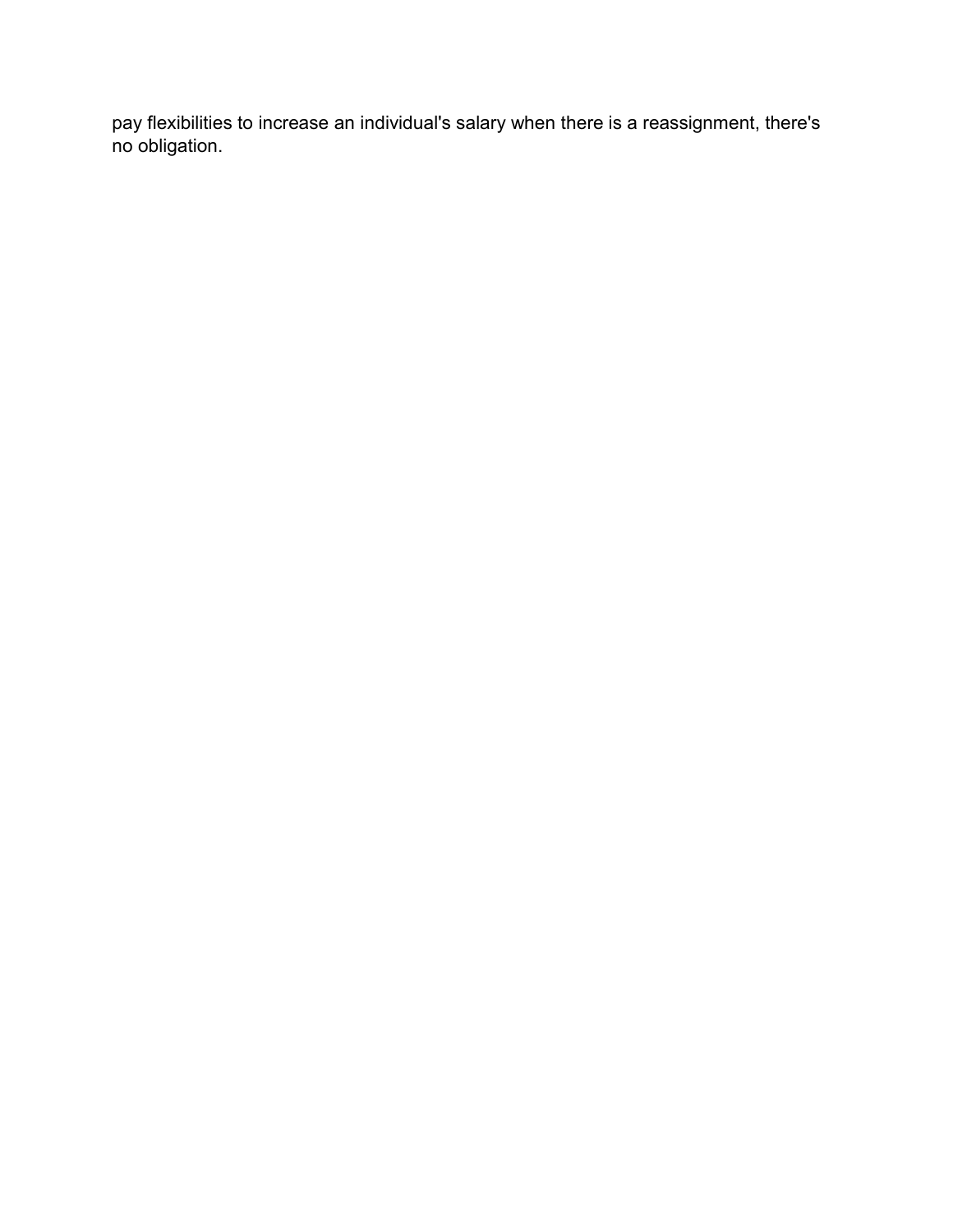pay flexibilities to increase an individual's salary when there is a reassignment, there's no obligation.